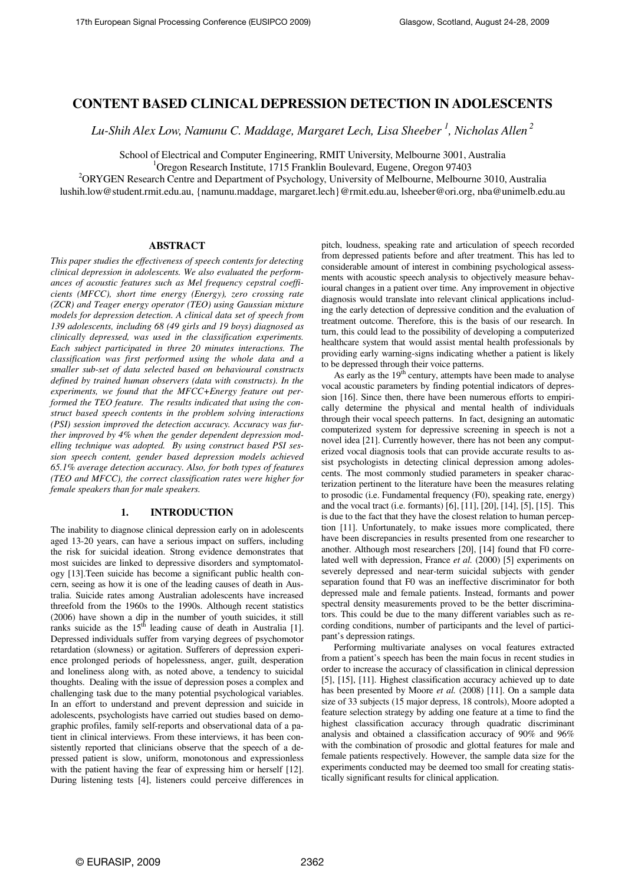# CONTENT BASED CLINICAL DEPRESSION DETECTION IN ADOLESCENTS

*Lu-Shih Alex Low, Namunu C. Maddage, Margaret Lech, Lisa Sheeber [1], Nicholas Allen [2]*

School of Electrical and Computer Engineering, RMIT University, Melbourne 3001, Australia
[1]Oregon Research Institute, 1715 Franklin Boulevard, Eugene, Oregon 97403
[2]ORYGEN Research Centre and Department of Psychology, University of Melbourne, Melbourne 3010, Australia
lushih.low@student.rmit.edu.au, {namunu.maddage, margaret.lech}@rmit.edu.au, lsheeber@ori.org, nba@unimelb.edu.au

## ABSTRACT

*This paper studies the effectiveness of speech contents for detecting clinical depression in adolescents. We also evaluated the performances of acoustic features such as Mel frequency cepstral coefficients (MFCC), short time energy (Energy), zero crossing rate (ZCR) and Teager energy operator (TEO) using Gaussian mixture models for depression detection. A clinical data set of speech from 139 adolescents, including 68 (49 girls and 19 boys) diagnosed as clinically depressed, was used in the classification experiments. Each subject participated in three 20 minutes interactions. The classification was first performed using the whole data and a smaller sub-set of data selected based on behavioural constructs defined by trained human observers (data with constructs). In the experiments, we found that the MFCC+Energy feature out performed the TEO feature. The results indicated that using the construct based speech contents in the problem solving interactions (PSI) session improved the detection accuracy. Accuracy was further improved by 4% when the gender dependent depression modelling technique was adopted. By using construct based PSI session speech content, gender based depression models achieved 65.1% average detection accuracy. Also, for both types of features (TEO and MFCC), the correct classification rates were higher for female speakers than for male speakers.*

## 1. INTRODUCTION

The inability to diagnose clinical depression early on in adolescents aged 13-20 years, can have a serious impact on suffers, including the risk for suicidal ideation. Strong evidence demonstrates that most suicides are linked to depressive disorders and symptomatology [13].Teen suicide has become a significant public health concern, seeing as how it is one of the leading causes of death in Australia. Suicide rates among Australian adolescents have increased threefold from the 1960s to the 1990s. Although recent statistics (2006) have shown a dip in the number of youth suicides, it still ranks suicide as the 15th leading cause of death in Australia [1]. Depressed individuals suffer from varying degrees of psychomotor retardation (slowness) or agitation. Sufferers of depression experience prolonged periods of hopelessness, anger, guilt, desperation and loneliness along with, as noted above, a tendency to suicidal thoughts. Dealing with the issue of depression poses a complex and challenging task due to the many potential psychological variables. In an effort to understand and prevent depression and suicide in adolescents, psychologists have carried out studies based on demographic profiles, family self-reports and observational data of a patient in clinical interviews. From these interviews, it has been consistently reported that clinicians observe that the speech of a depressed patient is slow, uniform, monotonous and expressionless with the patient having the fear of expressing him or herself [12]. During listening tests [4], listeners could perceive differences in pitch, loudness, speaking rate and articulation of speech recorded from depressed patients before and after treatment. This has led to considerable amount of interest in combining psychological assessments with acoustic speech analysis to objectively measure behavioural changes in a patient over time. Any improvement in objective diagnosis would translate into relevant clinical applications including the early detection of depressive condition and the evaluation of treatment outcome. Therefore, this is the basis of our research. In turn, this could lead to the possibility of developing a computerized healthcare system that would assist mental health professionals by providing early warning-signs indicating whether a patient is likely to be depressed through their voice patterns.

As early as the 19th century, attempts have been made to analyse vocal acoustic parameters by finding potential indicators of depression [16]. Since then, there have been numerous efforts to empirically determine the physical and mental health of individuals through their vocal speech patterns. In fact, designing an automatic computerized system for depressive screening in speech is not a novel idea [21]. Currently however, there has not been any computerized vocal diagnosis tools that can provide accurate results to assist psychologists in detecting clinical depression among adolescents. The most commonly studied parameters in speaker characterization pertinent to the literature have been the measures relating to prosodic (i.e. Fundamental frequency (F0), speaking rate, energy) and the vocal tract (i.e. formants) [6], [11], [20], [14], [5], [15]. This is due to the fact that they have the closest relation to human perception [11]. Unfortunately, to make issues more complicated, there have been discrepancies in results presented from one researcher to another. Although most researchers [20], [14] found that F0 correlated well with depression, France *et al.* (2000) [5] experiments on severely depressed and near-term suicidal subjects with gender separation found that F0 was an ineffective discriminator for both depressed male and female patients. Instead, formants and power spectral density measurements proved to be the better discriminators. This could be due to the many different variables such as recording conditions, number of participants and the level of participant's depression ratings.

Performing multivariate analyses on vocal features extracted from a patient's speech has been the main focus in recent studies in order to increase the accuracy of classification in clinical depression [5], [15], [11]. Highest classification accuracy achieved up to date has been presented by Moore *et al.* (2008) [11]. On a sample data size of 33 subjects (15 major depress, 18 controls), Moore adopted a feature selection strategy by adding one feature at a time to find the highest classification accuracy through quadratic discriminant analysis and obtained a classification accuracy of 90% and 96% with the combination of prosodic and glottal features for male and female patients respectively. However, the sample data size for the experiments conducted may be deemed too small for creating statistically significant results for clinical application.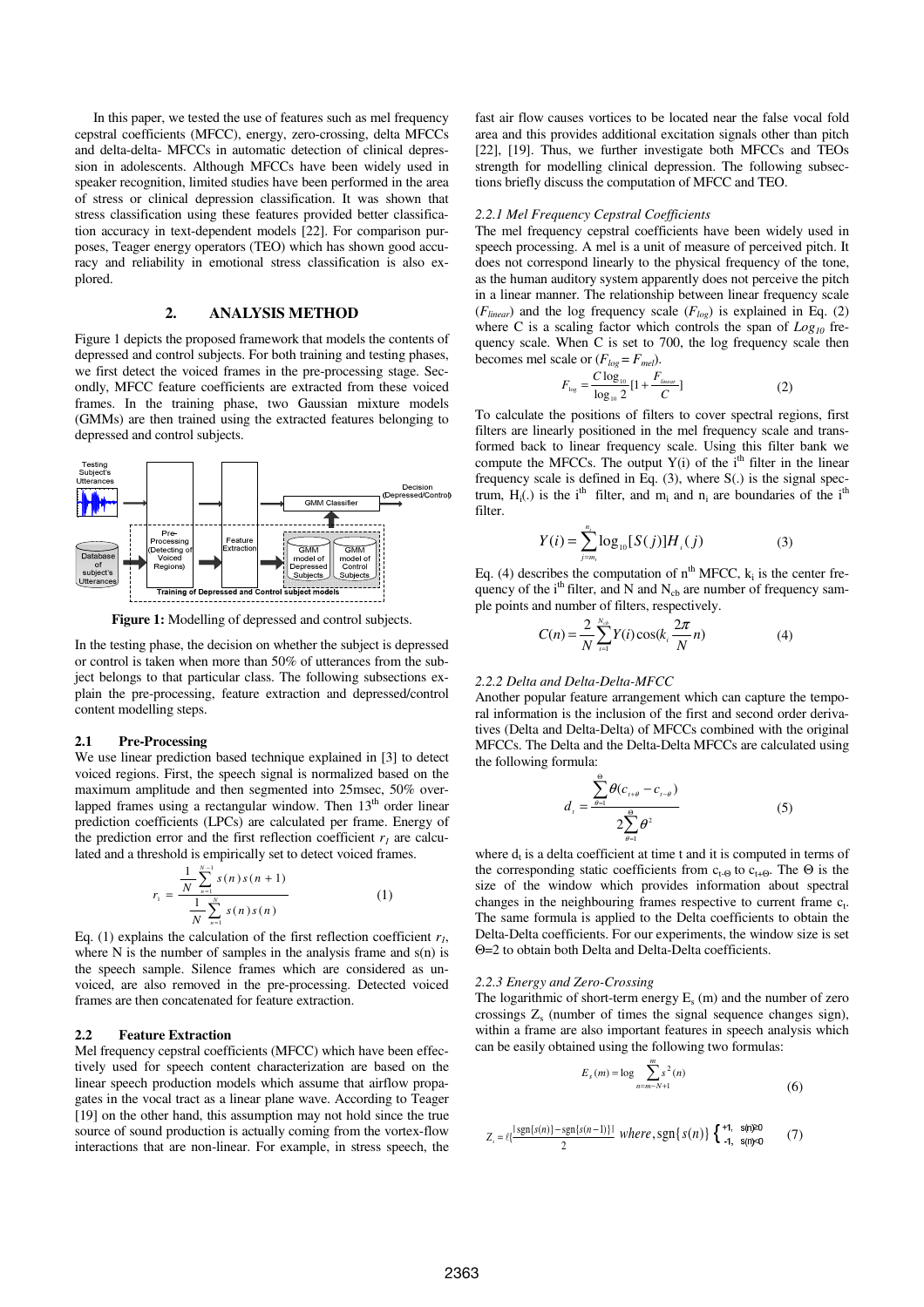In this paper, we tested the use of features such as mel frequency cepstral coefficients (MFCC), energy, zero-crossing, delta MFCCs and delta-delta- MFCCs in automatic detection of clinical depression in adolescents. Although MFCCs have been widely used in speaker recognition, limited studies have been performed in the area of stress or clinical depression classification. It was shown that stress classification using these features provided better classification accuracy in text-dependent models [22]. For comparison purposes, Teager energy operators (TEO) which has shown good accuracy and reliability in emotional stress classification is also explored.

## 2. ANALYSIS METHOD

Figure 1 depicts the proposed framework that models the contents of depressed and control subjects. For both training and testing phases, we first detect the voiced frames in the pre-processing stage. Secondly, MFCC feature coefficients are extracted from these voiced frames. In the training phase, two Gaussian mixture models (GMMs) are then trained using the extracted features belonging to depressed and control subjects.

**Figure 1:** Modelling of depressed and control subjects.

In the testing phase, the decision on whether the subject is depressed or control is taken when more than 50% of utterances from the subject belongs to that particular class. The following subsections explain the pre-processing, feature extraction and depressed/control content modelling steps.

### 2.1 Pre-Processing

We use linear prediction based technique explained in [3] to detect voiced regions. First, the speech signal is normalized based on the maximum amplitude and then segmented into 25msec, 50% overlapped frames using a rectangular window. Then 13[th] order linear prediction coefficients (LPCs) are calculated per frame. Energy of the prediction error and the first reflection coefficient $r_1$ are calculated and a threshold is empirically set to detect voiced frames.

$$r_1 = \frac{\frac{1}{N}\sum_{n=1}^{N-1} s(n)s(n+1)}{\frac{1}{N}\sum_{n=1}^{N} s(n)s(n)} \quad (1)$$

Eq. (1) explains the calculation of the first reflection coefficient $r_1$, where N is the number of samples in the analysis frame and s(n) is the speech sample. Silence frames which are considered as unvoiced, are also removed in the pre-processing. Detected voiced frames are then concatenated for feature extraction.

### 2.2 Feature Extraction

Mel frequency cepstral coefficients (MFCC) which have been effectively used for speech content characterization are based on the linear speech production models which assume that airflow propagates in the vocal tract as a linear plane wave. According to Teager [19] on the other hand, this assumption may not hold since the true source of sound production is actually coming from the vortex-flow interactions that are non-linear. For example, in stress speech, the fast air flow causes vortices to be located near the false vocal fold area and this provides additional excitation signals other than pitch [22], [19]. Thus, we further investigate both MFCCs and TEOs strength for modelling clinical depression. The following subsections briefly discuss the computation of MFCC and TEO.

#### *2.2.1 Mel Frequency Cepstral Coefficients*

The mel frequency cepstral coefficients have been widely used in speech processing. A mel is a unit of measure of perceived pitch. It does not correspond linearly to the physical frequency of the tone, as the human auditory system apparently does not perceive the pitch in a linear manner. The relationship between linear frequency scale ($F_{linear}$) and the log frequency scale ($F_{log}$) is explained in Eq. (2) where C is a scaling factor which controls the span of $Log_{10}$ frequency scale. When C is set to 700, the log frequency scale then becomes mel scale or ($F_{log} = F_{mel}$).

$$F_{log} = \frac{C\log_{10}}{\log_{10}2}[1+\frac{F_{linear}}{C}] \quad (2)$$

To calculate the positions of filters to cover spectral regions, first filters are linearly positioned in the mel frequency scale and transformed back to linear frequency scale. Using this filter bank we compute the MFCCs. The output Y(i) of the i[th] filter in the linear frequency scale is defined in Eq. (3), where S(.) is the signal spectrum, $H_i(.)$ is the i[th] filter, and $m_i$ and $n_i$ are boundaries of the i[th] filter.

$$Y(i) = \sum_{j=m_i}^{n_i} \log_{10}[S(j)]H_i(j) \quad (3)$$

Eq. (4) describes the computation of n[th] MFCC, $k_i$ is the center frequency of the i[th] filter and N and $N_{cb}$ are number of frequency sample points and number of filters, respectively.

$$C(n) = \frac{2}{N}\sum_{i=1}^{N_{cb}} Y(i)\cos(k_i \frac{2\pi}{N} n) \quad (4)$$

#### *2.2.2 Delta and Delta-Delta-MFCC*

Another popular feature arrangement which can capture the temporal information is the inclusion of the first and second order derivatives (Delta and Delta-Delta) of MFCCs combined with the original MFCCs. The Delta and the Delta-Delta MFCCs are calculated using the following formula:

$$d_t = \frac{\sum_{\theta=1}^{\Theta}\theta(c_{t+\theta} - c_{t-\theta})}{2\sum_{\theta=1}^{\Theta}\theta^2} \quad (5)$$

where $d_t$ is a delta coefficient at time t and it is computed in terms of the corresponding static coefficients from $c_{t-\Theta}$ to $c_{t+\Theta}$. The Θ is the size of the window which provides information about spectral changes in the neighbouring frames respective to current frame $c_t$. The same formula is applied to the Delta coefficients to obtain the Delta-Delta coefficients. For our experiments, the window size is set Θ=2 to obtain both Delta and Delta-Delta coefficients.

#### *2.2.3 Energy and Zero-Crossing*

The logarithmic of short-term energy $E_s$ (m) and the number of zero crossings $Z_s$ (number of times the signal sequence changes sign), within a frame are also important features in speech analysis which can be easily obtained using the following two formulas:

$$E_s(m) = \log \sum_{n=m-N+1}^{m} s^2(n) \quad (6)$$

$$Z_s = \ell\{\frac{|\operatorname{sgn}\{s(n)\} - \operatorname{sgn}\{s(n-1)\}|}{2} \quad where, \operatorname{sgn}\{s(n)\} \begin{cases} +1, & s(n) \geq 0 \\ -1, & s(n) < 0 \end{cases} \quad (7)$$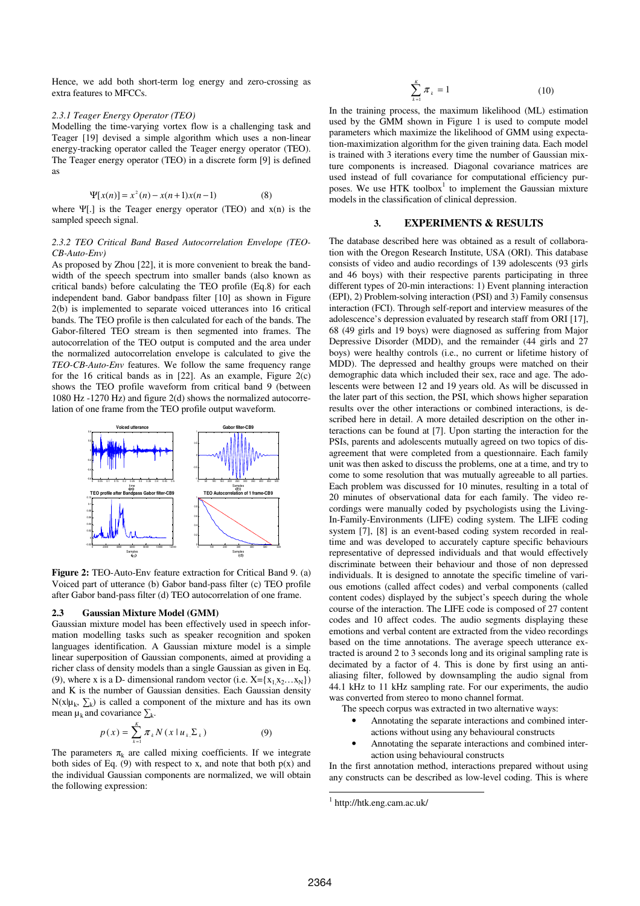Hence, we add both short-term log energy and zero-crossing as extra features to MFCCs.

*2.3.1 Teager Energy Operator (TEO)*

Modelling the time-varying vortex flow is a challenging task and Teager [19] devised a simple algorithm which uses a non-linear energy-tracking operator called the Teager energy operator (TEO). The Teager energy operator (TEO) in a discrete form [9] is defined as

$$\Psi[x(n)] = x^2(n) - x(n+1)x(n-1) \tag{8}$$

where $\Psi[.]$ is the Teager energy operator (TEO) and x(n) is the sampled speech signal.

*2.3.2 TEO Critical Band Based Autocorrelation Envelope (TEO-CB-Auto-Env)*

As proposed by Zhou [22], it is more convenient to break the bandwidth of the speech spectrum into smaller bands (also known as critical bands) before calculating the TEO profile (Eq.8) for each independent band. Gabor bandpass filter [10] as shown in Figure 2(b) is implemented to separate voiced utterances into 16 critical bands. The TEO profile is then calculated for each of the bands. The Gabor-filtered TEO stream is then segmented into frames. The autocorrelation of the TEO output is computed and the area under the normalized autocorrelation envelope is calculated to give the *TEO-CB-Auto-Env* features. We follow the same frequency range for the 16 critical bands as in [22]. As an example, Figure 2(c) shows the TEO profile waveform from critical band 9 (between 1080 Hz -1270 Hz) and figure 2(d) shows the normalized autocorrelation of one frame from the TEO profile output waveform.

**Figure 2:** TEO-Auto-Env feature extraction for Critical Band 9. (a) Voiced part of utterance (b) Gabor band-pass filter (c) TEO profile after Gabor band-pass filter (d) TEO autocorrelation of one frame.

### 2.3 Gaussian Mixture Model (GMM)

Gaussian mixture model has been effectively used in speech information modelling tasks such as speaker recognition and spoken languages identification. A Gaussian mixture model is a simple linear superposition of Gaussian components, aimed at providing a richer class of density models than a single Gaussian as given in Eq. (9), where x is a D- dimensional random vector (i.e. $X=\{x_1,x_2 \ldots x_N\}$) and K is the number of Gaussian densities. Each Gaussian density $N(x|\mu_k, \sum_k)$ is called a component of the mixture and has its own mean $\mu_k$ and covariance $\sum_k$.

$$p(x) = \sum_{k=1}^{K} \pi_k N(x \mid u_k, \Sigma_k) \tag{9}$$

The parameters $\pi_k$ are called mixing coefficients. If we integrate both sides of Eq. (9) with respect to x, and note that both p(x) and the individual Gaussian components are normalized, we will obtain the following expression:

$$\sum_{k=1}^{K} \pi_k = 1 \tag{10}$$

In the training process, the maximum likelihood (ML) estimation used by the GMM shown in Figure 1 is used to compute model parameters which maximize the likelihood of GMM using expectation-maximization algorithm for the given training data. Each model is trained with 3 iterations every time the number of Gaussian mixture components is increased. Diagonal covariance matrices are used instead of full covariance for computational efficiency purposes. We use HTK toolbox[1] to implement the Gaussian mixture models in the classification of clinical depression.

## 3. EXPERIMENTS & RESULTS

The database described here was obtained as a result of collaboration with the Oregon Research Institute, USA (ORI). This database consists of video and audio recordings of 139 adolescents (93 girls and 46 boys) with their respective parents participating in three different types of 20-min interactions: 1) Event planning interaction (EPI), 2) Problem-solving interaction (PSI) and 3) Family consensus interaction (FCI). Through self-report and interview measures of the adolescence's depression evaluated by research staff from ORI [17], 68 (49 girls and 19 boys) were diagnosed as suffering from Major Depressive Disorder (MDD), and the remainder (44 girls and 27 boys) were healthy controls (i.e., no current or lifetime history of MDD). The depressed and healthy groups were matched on their demographic data which included their sex, race and age. The adolescents were between 12 and 19 years old. As will be discussed in the later part of this section, the PSI, which shows higher separation results over the other interactions or combined interactions, is described here in detail. A more detailed description on the other interactions can be found at [7]. Upon starting the interaction for the PSIs, parents and adolescents mutually agreed on two topics of disagreement that were completed from a questionnaire. Each family unit was then asked to discuss the problems, one at a time, and try to come to some resolution that was mutually agreeable to all parties. Each problem was discussed for 10 minutes, resulting in a total of 20 minutes of observational data for each family. The video recordings were manually coded by psychologists using the Living-In-Family-Environments (LIFE) coding system. The LIFE coding system [7], [8] is an event-based coding system recorded in real-time and was developed to accurately capture specific behaviours representative of depressed individuals and that would effectively discriminate between their behaviour and those of non depressed individuals. It is designed to annotate the specific timeline of various emotions (called affect codes) and verbal components (called content codes) displayed by the subject's speech during the whole course of the interaction. The LIFE code is composed of 27 content codes and 10 affect codes. The audio segments displaying these emotions and verbal content are extracted from the video recordings based on the time annotations. The average speech utterance extracted is around 2 to 3 seconds long and its original sampling rate is decimated by a factor of 4. This is done by first using an anti-aliasing filter, followed by downsampling the audio signal from 44.1 kHz to 11 kHz sampling rate. For our experiments, the audio was converted from stereo to mono channel format.

The speech corpus was extracted in two alternative ways:

- Annotating the separate interactions and combined interactions without using any behavioural constructs
- Annotating the separate interactions and combined interaction using behavioural constructs

In the first annotation method, interactions prepared without using any constructs can be described as low-level coding. This is where

[1] http://htk.eng.cam.ac.uk/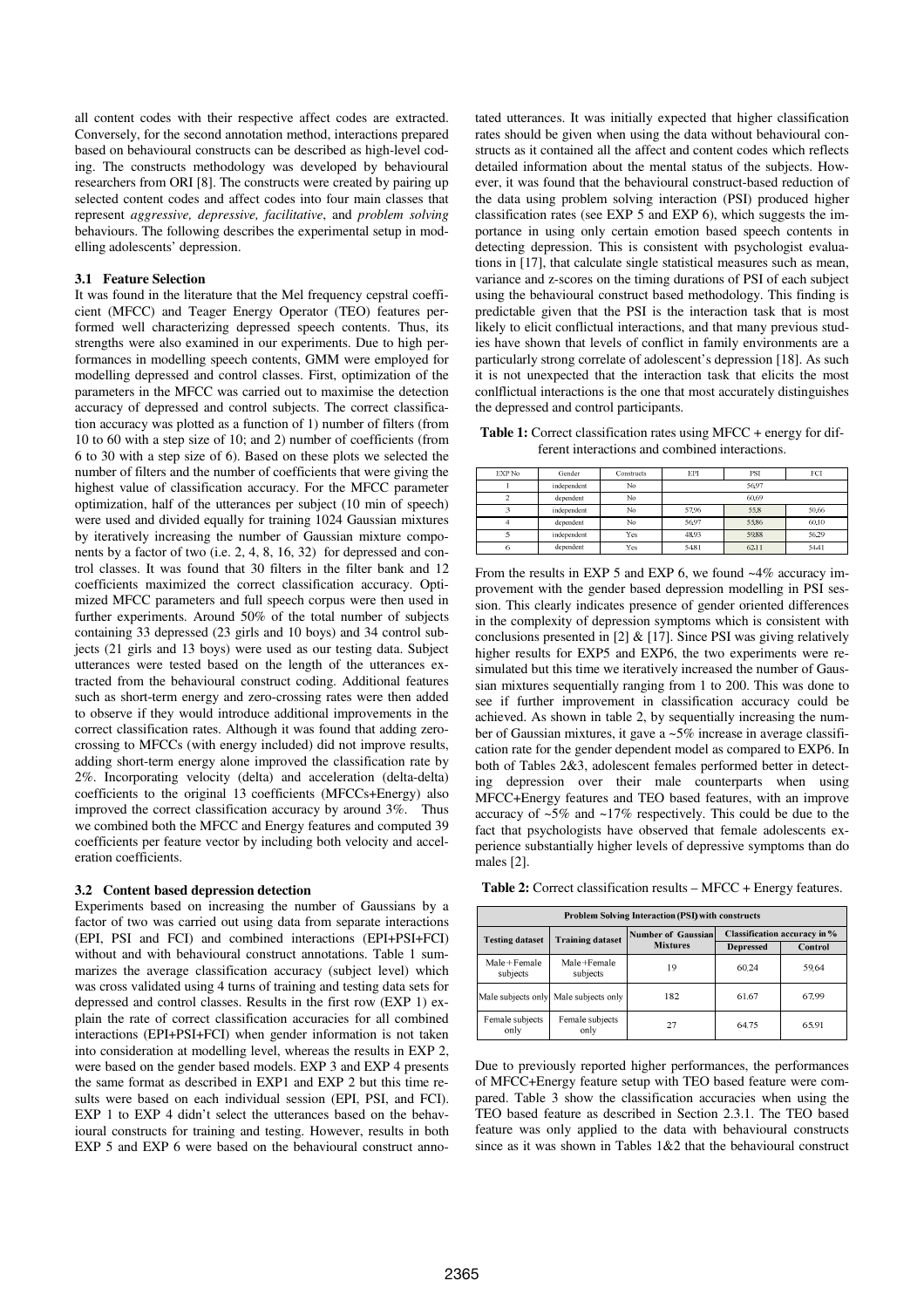all content codes with their respective affect codes are extracted. Conversely, for the second annotation method, interactions prepared based on behavioural constructs can be described as high-level coding. The constructs methodology was developed by behavioural researchers from ORI [8]. The constructs were created by pairing up selected content codes and affect codes into four main classes that represent *aggressive, depressive, facilitative*, and *problem solving* behaviours. The following describes the experimental setup in modelling adolescents' depression.

### 3.1 Feature Selection

It was found in the literature that the Mel frequency cepstral coefficient (MFCC) and Teager Energy Operator (TEO) features performed well characterizing depressed speech contents. Thus, its strengths were also examined in our experiments. Due to high performances in modelling speech contents, GMM were employed for modelling depressed and control classes. First, optimization of the parameters in the MFCC was carried out to maximise the detection accuracy of depressed and control subjects. The correct classification accuracy was plotted as a function of 1) number of filters (from 10 to 60 with a step size of 10; and 2) number of coefficients (from 6 to 30 with a step size of 6). Based on these plots we selected the number of filters and the number of coefficients that were giving the highest value of classification accuracy. For the MFCC parameter optimization, half of the utterances per subject (10 min of speech) were used and divided equally for training 1024 Gaussian mixtures by iteratively increasing the number of Gaussian mixture components by a factor of two (i.e. 2, 4, 8, 16, 32) for depressed and control classes. It was found that 30 filters in the filter bank and 12 coefficients maximized the correct classification accuracy. Optimized MFCC parameters and full speech corpus were then used in further experiments. Around 50% of the total number of subjects containing 33 depressed (23 girls and 10 boys) and 34 control subjects (21 girls and 13 boys) were used as our testing data. Subject utterances were tested based on the length of the utterances extracted from the behavioural construct coding. Additional features such as short-term energy and zero-crossing rates were then added to observe if they would introduce additional improvements in the correct classification rates. Although it was found that adding zero-crossing to MFCCs (with energy included) did not improve results, adding short-term energy alone improved the classification rate by 2%. Incorporating velocity (delta) and acceleration (delta-delta) coefficients to the original 13 coefficients (MFCCs+Energy) also improved the correct classification accuracy by around 3%. Thus we combined both the MFCC and Energy features and computed 39 coefficients per feature vector by including both velocity and acceleration coefficients.

### 3.2 Content based depression detection

Experiments based on increasing the number of Gaussians by a factor of two was carried out using data from separate interactions (EPI, PSI and FCI) and combined interactions (EPI+PSI+FCI) without and with behavioural construct annotations. Table 1 summarizes the average classification accuracy (subject level) which was cross validated using 4 turns of training and testing data sets for depressed and control classes. Results in the first row (EXP 1) explain the rate of correct classification accuracies for all combined interactions (EPI+PSI+FCI) when gender information is not taken into consideration at modelling level, whereas the results in EXP 2, were based on the gender based models. EXP 3 and EXP 4 presents the same format as described in EXP1 and EXP 2 but this time results were based on each individual session (EPI, PSI, and FCI). EXP 1 to EXP 4 didn't select the utterances based on the behavioural constructs for training and testing. However, results in both EXP 5 and EXP 6 were based on the behavioural construct annotated utterances. It was initially expected that higher classification rates should be given when using the data without behavioural constructs as it contained all the affect and content codes which reflects detailed information about the mental status of the subjects. However, it was found that the behavioural construct-based reduction of the data using problem solving interaction (PSI) produced higher classification rates (see EXP 5 and EXP 6), which suggests the importance in using only certain emotion based speech contents in detecting depression. This is consistent with psychologist evaluations in [17], that calculate single statistical measures such as mean, variance and z-scores on the timing durations of PSI of each subject using the behavioural construct based methodology. This finding is predictable given that the PSI is the interaction task that is most likely to elicit conflictual interactions, and that many previous studies have shown that levels of conflict in family environments are a particularly strong correlate of adolescent's depression [18]. As such it is not unexpected that the interaction task that elicits the most conlflictual interactions is the one that most accurately distinguishes the depressed and control participants.

**Table 1:** Correct classification rates using MFCC + energy for different interactions and combined interactions.

| EXP No | Gender | Constructs | EPI | PSI | FCI |
|---|---|---|---|---|---|
| 1 | independent | No | 56.97 | | |
| 2 | dependent | No | 60.69 | | |
| 3 | independent | No | 57.96 | 55.8 | 50.66 |
| 4 | dependent | No | 56.97 | 55.86 | 60.10 |
| 5 | independent | Yes | 48.93 | 59.88 | 56.29 |
| 6 | dependent | Yes | 54.81 | 62.11 | 54.41 |

From the results in EXP 5 and EXP 6, we found ~4% accuracy improvement with the gender based depression modelling in PSI session. This clearly indicates presence of gender oriented differences in the complexity of depression symptoms which is consistent with conclusions presented in [2] & [17]. Since PSI was giving relatively higher results for EXP5 and EXP6, the two experiments were re-simulated but this time we iteratively increased the number of Gaussian mixtures sequentially ranging from 1 to 200. This was done to see if further improvement in classification accuracy could be achieved. As shown in table 2, by sequentially increasing the number of Gaussian mixtures, it gave a ~5% increase in average classification rate for the gender dependent model as compared to EXP6. In both of Tables 2&3, adolescent females performed better in detecting depression over their male counterparts when using MFCC+Energy features and TEO based features, with an improve accuracy of ~5% and ~17% respectively. This could be due to the fact that psychologists have observed that female adolescents experience substantially higher levels of depressive symptoms than do males [2].

**Table 2:** Correct classification results – MFCC + Energy features.

| Problem Solving Interaction (PSI) with constructs | | | | |
|---|---|---|---|---|
| **Testing dataset** | **Training dataset** | **Number of Gaussian Mixtures** | **Classification accuracy in %** | |
| | | | **Depressed** | **Control** |
| Male + Female subjects | Male +Female subjects | 19 | 60.24 | 59.64 |
| Male subjects only | Male subjects only | 182 | 61.67 | 67.99 |
| Female subjects only | Female subjects only | 27 | 64.75 | 65.91 |

Due to previously reported higher performances, the performances of MFCC+Energy feature setup with TEO based feature were compared. Table 3 show the classification accuracies when using the TEO based feature as described in Section 2.3.1. The TEO based feature was only applied to the data with behavioural constructs since as it was shown in Tables 1&2 that the behavioural construct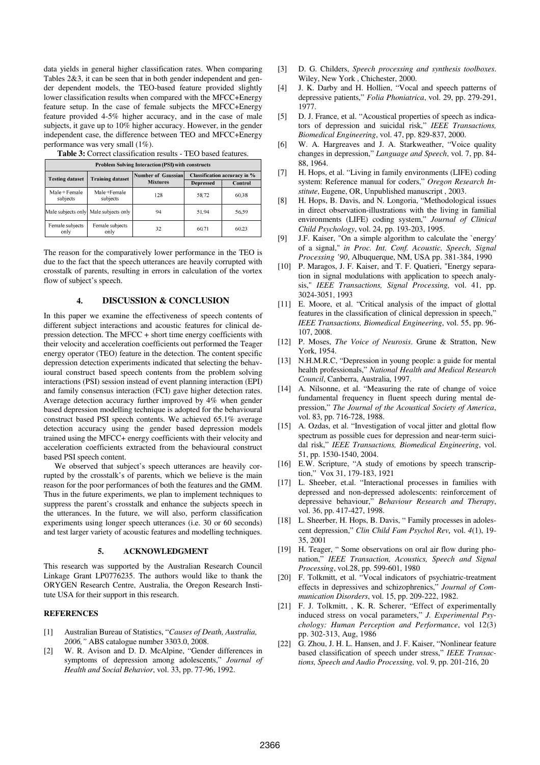data yields in general higher classification rates. When comparing Tables 2&3, it can be seen that in both gender independent and gender dependent models, the TEO-based feature provided slightly lower classification results when compared with the MFCC+Energy feature setup. In the case of female subjects the MFCC+Energy feature provided 4-5% higher accuracy, and in the case of male subjects, it gave up to 10% higher accuracy. However, in the gender independent case, the difference between TEO and MFCC+Energy performance was very small (1%).

**Table 3:** Correct classification results - TEO based features.

| Problem Solving Interaction (PSI) with constructs | | | | |
|---|---|---|---|---|
| Testing dataset | Training dataset | Number of Gaussian Mixtures | Classification accuracy in % | |
| | | | Depressed | Control |
| Male+Female subjects | Male+Female subjects | 128 | 58.72 | 60.38 |
| Male subjects only | Male subjects only | 94 | 51.94 | 56.59 |
| Female subjects only | Female subjects only | 32 | 60.71 | 60.23 |

The reason for the comparatively lower performance in the TEO is due to the fact that the speech utterances are heavily corrupted with crosstalk of parents, resulting in errors in calculation of the vortex flow of subject's speech.

## 4. DISCUSSION & CONCLUSION

In this paper we examine the effectiveness of speech contents of different subject interactions and acoustic features for clinical depression detection. The MFCC + short time energy coefficients with their velocity and acceleration coefficients out performed the Teager energy operator (TEO) feature in the detection. The content specific depression detection experiments indicated that selecting the behavioural construct based speech contents from the problem solving interactions (PSI) session instead of event planning interaction (EPI) and family consensus interaction (FCI) gave higher detection rates. Average detection accuracy further improved by 4% when gender based depression modelling technique is adopted for the behavioural construct based PSI speech contents. We achieved 65.1% average detection accuracy using the gender based depression models trained using the MFCC+ energy coefficients with their velocity and acceleration coefficients extracted from the behavioural construct based PSI speech content.

We observed that subject's speech utterances are heavily corrupted by the crosstalk's of parents, which we believe is the main reason for the poor performances of both the features and the GMM. Thus in the future experiments, we plan to implement techniques to suppress the parent's crosstalk and enhance the subjects speech in the utterances. In the future, we will also, perform classification experiments using longer speech utterances (i.e. 30 or 60 seconds) and test larger variety of acoustic features and modelling techniques.

## 5. ACKNOWLEDGMENT

This research was supported by the Australian Research Council Linkage Grant LP0776235. The authors would like to thank the ORYGEN Research Centre, Australia, the Oregon Research Institute USA for their support in this research.

## REFERENCES

[1] Australian Bureau of Statistics, "*Causes of Death, Australia, 2006,*" ABS catalogue number 3303.0, 2008.

[2] W. R. Avison and D. D. McAlpine, "Gender differences in symptoms of depression among adolescents," *Journal of Health and Social Behavior*, vol. 33, pp. 77-96, 1992.

[3] D. G. Childers, *Speech processing and synthesis toolboxes*. Wiley, New York , Chichester, 2000.

[4] J. K. Darby and H. Hollien, "Vocal and speech patterns of depressive patients," *Folia Phoniatrica*, vol. 29, pp. 279-291, 1977.

[5] D. J. France, et al. "Acoustical properties of speech as indicators of depression and suicidal risk," *IEEE Transactions, Biomedical Engineering*, vol. 47, pp. 829-837, 2000.

[6] W. A. Hargreaves and J. A. Starkweather, "Voice quality changes in depression," *Language and Speech*, vol. 7, pp. 84-88, 1964.

[7] H. Hops, et al. "Living in family environments (LIFE) coding system: Reference manual for coders," *Oregon Research Institute*, Eugene, OR, Unpublished manuscript , 2003.

[8] H. Hops, B. Davis, and N. Longoria, "Methodological issues in direct observation-illustrations with the living in familial environments (LIFE) coding system," *Journal of Clinical Child Psychology*, vol. 24, pp. 193-203, 1995.

[9] J.F. Kaiser, "On a simple algorithm to calculate the `energy' of a signal," *in Proc. Int. Conf. Acoustic, Speech, Signal Processing '90*, Albuquerque, NM, USA pp. 381-384, 1990

[10] P. Maragos, J. F. Kaiser, and T. F. Quatieri, "Energy separation in signal modulations with application to speech analysis," *IEEE Transactions, Signal Processing,* vol. 41, pp. 3024-3051, 1993

[11] E. Moore, et al. "Critical analysis of the impact of glottal features in the classification of clinical depression in speech," *IEEE Transactions, Biomedical Engineering*, vol. 55, pp. 96-107, 2008.

[12] P. Moses, *The Voice of Neurosis*. Grune & Stratton, New York, 1954.

[13] N.H.M.R.C, "Depression in young people: a guide for mental health professionals," *National Health and Medical Research Council*, Canberra, Australia, 1997.

[14] A. Nilsonne, et al. "Measuring the rate of change of voice fundamental frequency in fluent speech during mental depression," *The Journal of the Acoustical Society of America*, vol. 83, pp. 716-728, 1988.

[15] A. Ozdas, et al. "Investigation of vocal jitter and glottal flow spectrum as possible cues for depression and near-term suicidal risk," *IEEE Transactions, Biomedical Engineering*, vol. 51, pp. 1530-1540, 2004.

[16] E.W. Scripture, "A study of emotions by speech transcription," Vox 31, 179-183, 1921

[17] L. Sheeber, et.al. "Interactional processes in families with depressed and non-depressed adolescents: reinforcement of depressive behaviour," *Behaviour Research and Therapy*, vol. 36, pp. 417-427, 1998.

[18] L. Sheerber, H. Hops, B. Davis, " Family processes in adolescent depression," *Clin Child Fam Psychol Rev,* vol. *4*(1), 19-35, 2001

[19] H. Teager, " Some observations on oral air flow during phonation," *IEEE Transaction, Acoustics, Speech and Signal Processing*, vol.28, pp. 599-601, 1980

[20] F. Tolkmitt, et al. "Vocal indicators of psychiatric-treatment effects in depressives and schizophrenics," *Journal of Communication Disorders*, vol. 15, pp. 209-222, 1982.

[21] F. J. Tolkmitt, , K. R. Scherer, "Effect of experimentally induced stress on vocal parameters," *J. Experimental Psychology: Human Perception and Performance*, vol 12(3) pp. 302-313, Aug, 1986

[22] G. Zhou, J. H. L. Hansen, and J. F. Kaiser, "Nonlinear feature based classification of speech under stress," *IEEE Transactions, Speech and Audio Processing,* vol. 9, pp. 201-216, 20